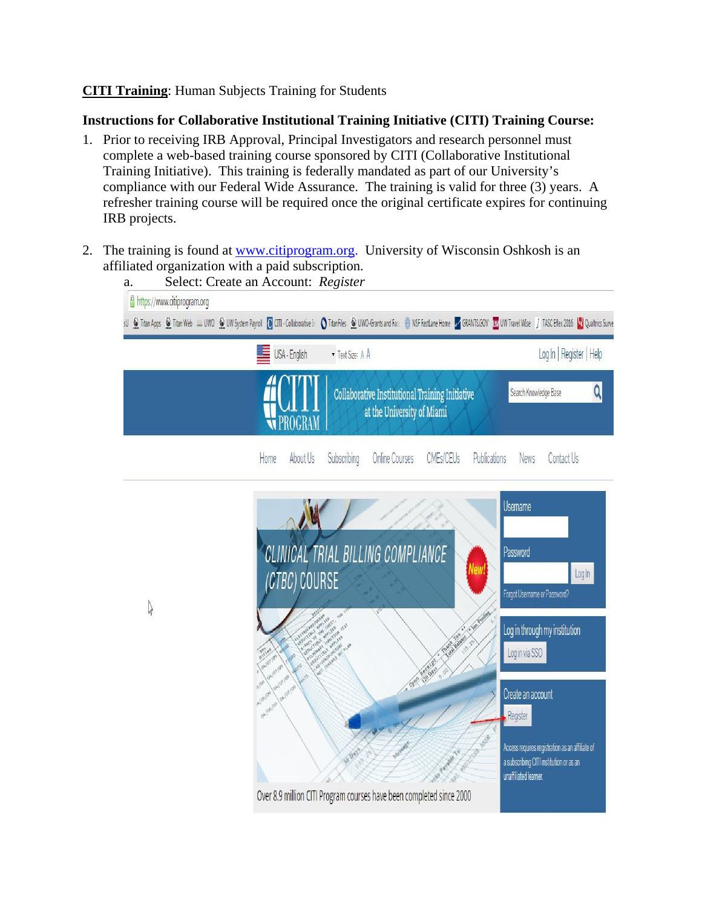**CITI Training**: Human Subjects Training for Students

**Instructions for Collaborative Institutional Training Initiative (CITI) Training Course:**

1. Prior to receiving IRB Approval, Principal Investigators and research personnel must complete a web-based training course sponsored by CITI (Collaborative Institutional Training Initiative). This training is federally mandated as part of our University's compliance with our Federal Wide Assurance. The training is valid for three (3) years. A refresher training course will be required once the original certificate expires for continuing IRB projects.

2. The training is found at [www.citiprogram.org](http://www.citiprogram.org). University of Wisconsin Oshkosh is an affiliated organization with a paid subscription.
   a. Select: Create an Account: *Register*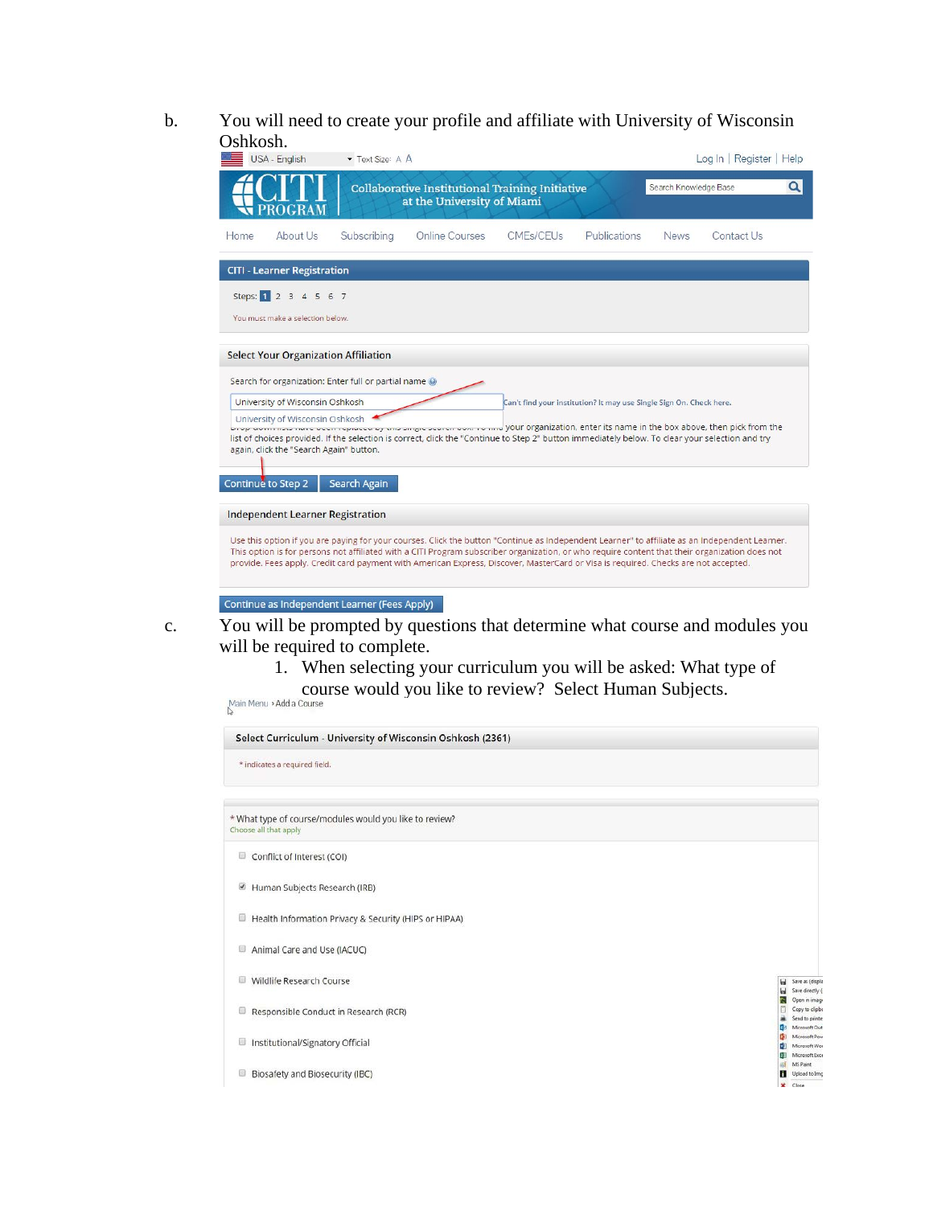b. You will need to create your profile and affiliate with University of Wisconsin Oshkosh.

USA - English Text Size: A A | Log In | Register | Help

CITI PROGRAM — Collaborative Institutional Training Initiative at the University of Miami

Search Knowledge Base

Home | About Us | Subscribing | Online Courses | CMEs/CEUs | Publications | News | Contact Us

**CITI - Learner Registration**

Steps: 1 2 3 4 5 6 7

You must make a selection below.

**Select Your Organization Affiliation**

Search for organization: Enter full or partial name

University of Wisconsin Oshkosh

University of Wisconsin Oshkosh

Can't find your institution? It may use Single Sign On. Check here.

Drop-down lists have been replaced by this single search box. To find your organization, enter its name in the box above, then pick from the list of choices provided. If the selection is correct, click the "Continue to Step 2" button immediately below. To clear your selection and try again, click the "Search Again" button.

Continue to Step 2 | Search Again

**Independent Learner Registration**

Use this option if you are paying for your courses. Click the button "Continue as Independent Learner" to affiliate as an Independent Learner. This option is for persons not affiliated with a CITI Program subscriber organization, or who require content that their organization does not provide. Fees apply. Credit card payment with American Express, Discover, MasterCard or Visa is required. Checks are not accepted.

Continue as Independent Learner (Fees Apply)

c. You will be prompted by questions that determine what course and modules you will be required to complete.

1. When selecting your curriculum you will be asked: What type of course would you like to review? Select Human Subjects.

Main Menu › Add a Course

**Select Curriculum - University of Wisconsin Oshkosh (2361)**

* indicates a required field.

* What type of course/modules would you like to review?
Choose all that apply

- [ ] Conflict of Interest (COI)
- [x] Human Subjects Research (IRB)
- [ ] Health Information Privacy & Security (HIPS or HIPAA)
- [ ] Animal Care and Use (IACUC)
- [ ] Wildlife Research Course
- [ ] Responsible Conduct in Research (RCR)
- [ ] Institutional/Signatory Official
- [ ] Biosafety and Biosecurity (IBC)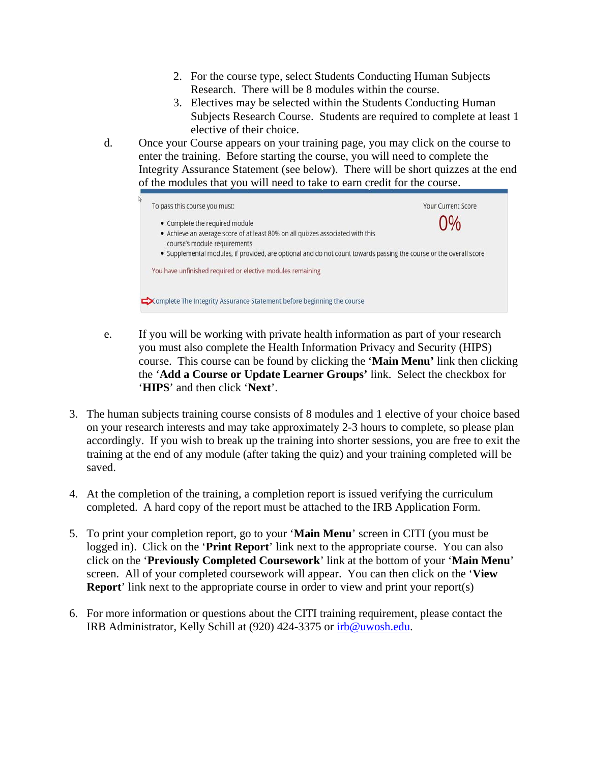2. For the course type, select Students Conducting Human Subjects Research. There will be 8 modules within the course.
3. Electives may be selected within the Students Conducting Human Subjects Research Course. Students are required to complete at least 1 elective of their choice.

d. Once your Course appears on your training page, you may click on the course to enter the training. Before starting the course, you will need to complete the Integrity Assurance Statement (see below). There will be short quizzes at the end of the modules that you will need to take to earn credit for the course.

To pass this course you must:

- Complete the required module
- Achieve an average score of at least 80% on all quizzes associated with this course's module requirements
- Supplemental modules, if provided, are optional and do not count towards passing the course or the overall score

Your Current Score

0%

You have unfinished required or elective modules remaining

Complete The Integrity Assurance Statement before beginning the course

e. If you will be working with private health information as part of your research you must also complete the Health Information Privacy and Security (HIPS) course. This course can be found by clicking the '**Main Menu'** link then clicking the '**Add a Course or Update Learner Groups'** link. Select the checkbox for '**HIPS**' and then click '**Next**'.

3. The human subjects training course consists of 8 modules and 1 elective of your choice based on your research interests and may take approximately 2-3 hours to complete, so please plan accordingly. If you wish to break up the training into shorter sessions, you are free to exit the training at the end of any module (after taking the quiz) and your training completed will be saved.

4. At the completion of the training, a completion report is issued verifying the curriculum completed. A hard copy of the report must be attached to the IRB Application Form.

5. To print your completion report, go to your '**Main Menu**' screen in CITI (you must be logged in). Click on the '**Print Report**' link next to the appropriate course. You can also click on the '**Previously Completed Coursework**' link at the bottom of your '**Main Menu**' screen. All of your completed coursework will appear. You can then click on the '**View Report**' link next to the appropriate course in order to view and print your report(s)

6. For more information or questions about the CITI training requirement, please contact the IRB Administrator, Kelly Schill at (920) 424-3375 or irb@uwosh.edu.